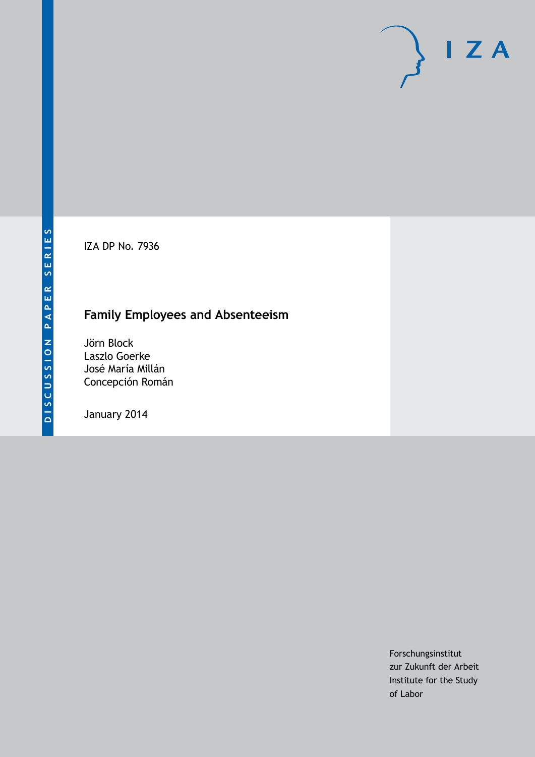DISCUSSION PAPER SERIES

IZA DP No. 7936

# Family Employees and Absenteeism

Jörn Block
Laszlo Goerke
José María Millán
Concepción Román

January 2014

Forschungsinstitut
zur Zukunft der Arbeit
Institute for the Study
of Labor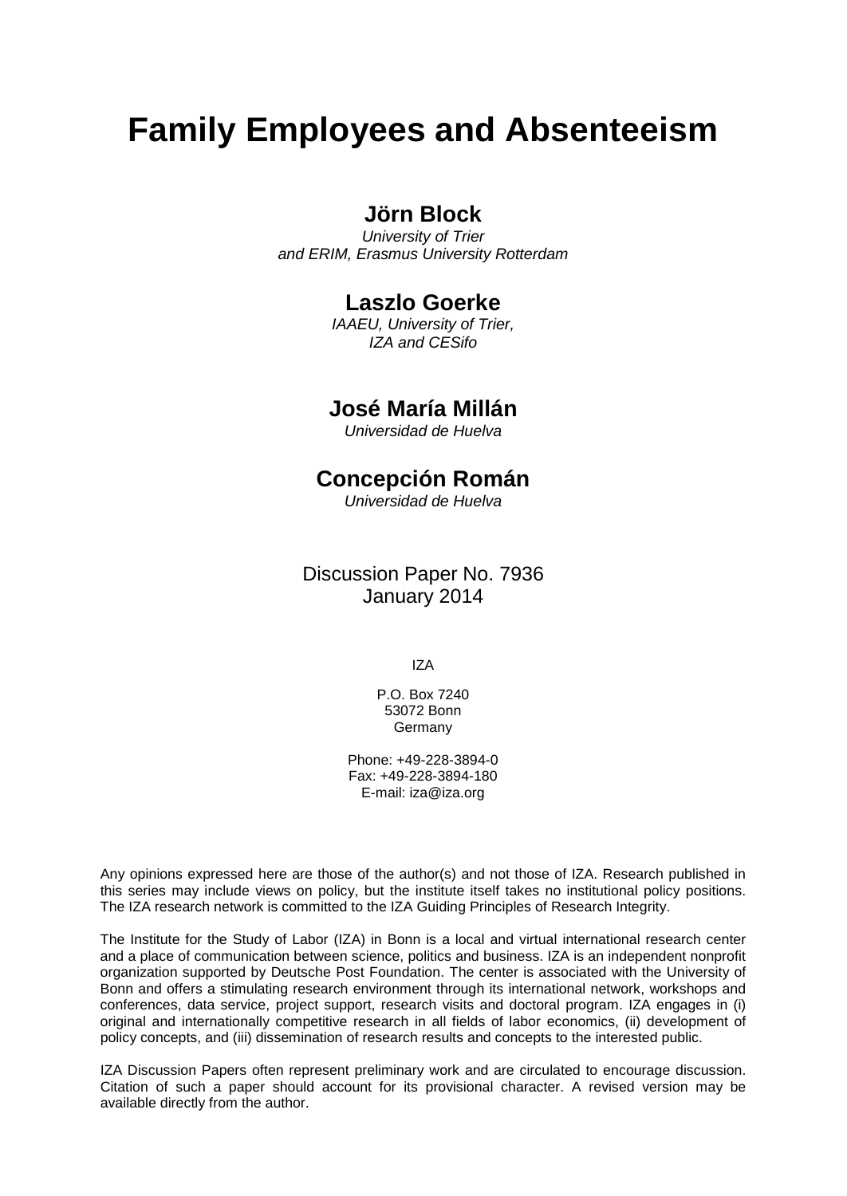# Family Employees and Absenteeism

## Jörn Block

*University of Trier*
*and ERIM, Erasmus University Rotterdam*

## Laszlo Goerke

*IAAEU, University of Trier,*
*IZA and CESifo*

## José María Millán

*Universidad de Huelva*

## Concepción Román

*Universidad de Huelva*

Discussion Paper No. 7936
January 2014

IZA

P.O. Box 7240
53072 Bonn
Germany

Phone: +49-228-3894-0
Fax: +49-228-3894-180
E-mail: iza@iza.org

Any opinions expressed here are those of the author(s) and not those of IZA. Research published in this series may include views on policy, but the institute itself takes no institutional policy positions. The IZA research network is committed to the IZA Guiding Principles of Research Integrity.

The Institute for the Study of Labor (IZA) in Bonn is a local and virtual international research center and a place of communication between science, politics and business. IZA is an independent nonprofit organization supported by Deutsche Post Foundation. The center is associated with the University of Bonn and offers a stimulating research environment through its international network, workshops and conferences, data service, project support, research visits and doctoral program. IZA engages in (i) original and internationally competitive research in all fields of labor economics, (ii) development of policy concepts, and (iii) dissemination of research results and concepts to the interested public.

IZA Discussion Papers often represent preliminary work and are circulated to encourage discussion. Citation of such a paper should account for its provisional character. A revised version may be available directly from the author.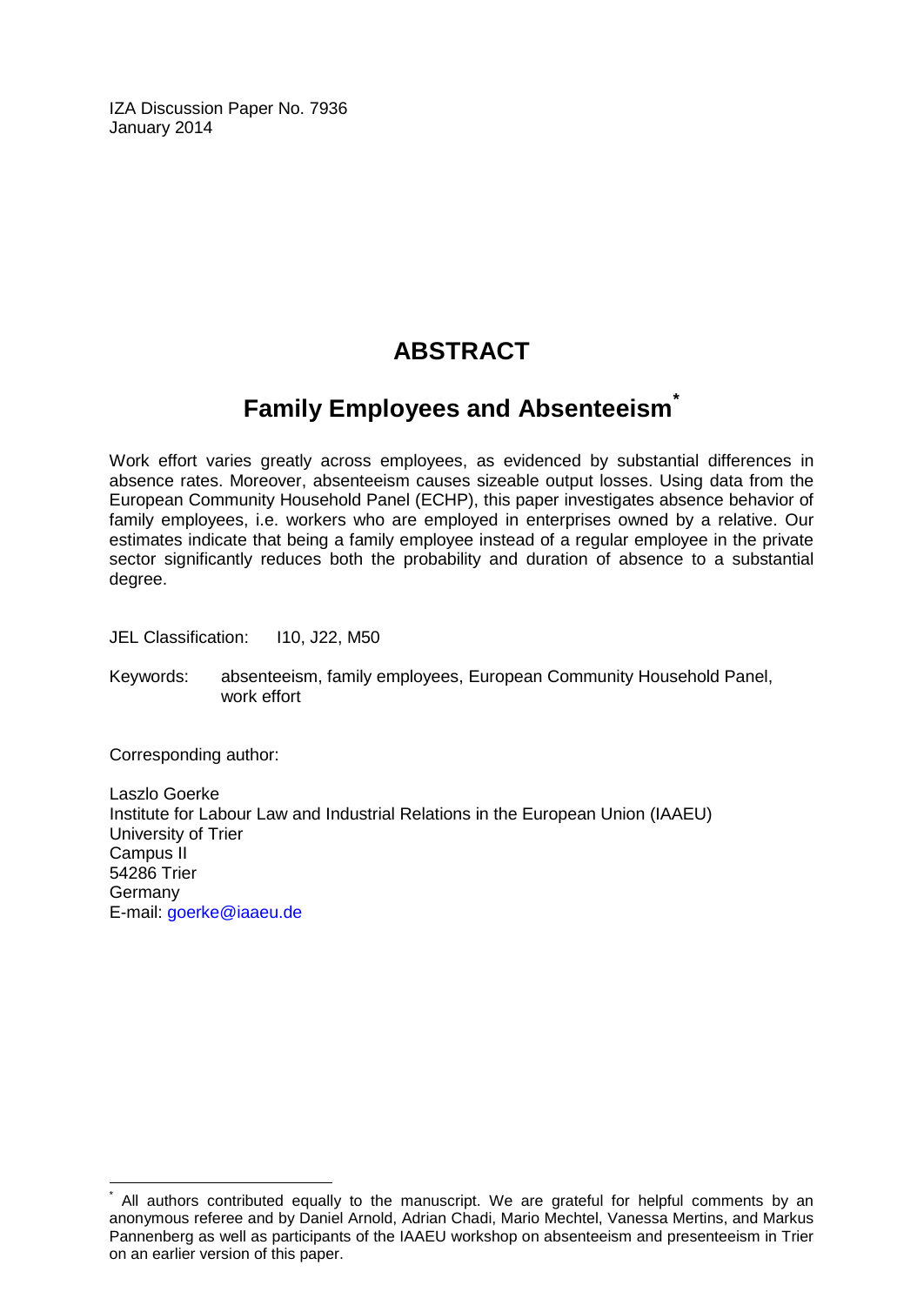IZA Discussion Paper No. 7936
January 2014

# ABSTRACT

## Family Employees and Absenteeism*

Work effort varies greatly across employees, as evidenced by substantial differences in absence rates. Moreover, absenteeism causes sizeable output losses. Using data from the European Community Household Panel (ECHP), this paper investigates absence behavior of family employees, i.e. workers who are employed in enterprises owned by a relative. Our estimates indicate that being a family employee instead of a regular employee in the private sector significantly reduces both the probability and duration of absence to a substantial degree.

JEL Classification: I10, J22, M50

Keywords: absenteeism, family employees, European Community Household Panel, work effort

Corresponding author:

Laszlo Goerke
Institute for Labour Law and Industrial Relations in the European Union (IAAEU)
University of Trier
Campus II
54286 Trier
Germany
E-mail: goerke@iaaeu.de

* All authors contributed equally to the manuscript. We are grateful for helpful comments by an anonymous referee and by Daniel Arnold, Adrian Chadi, Mario Mechtel, Vanessa Mertins, and Markus Pannenberg as well as participants of the IAAEU workshop on absenteeism and presenteeism in Trier on an earlier version of this paper.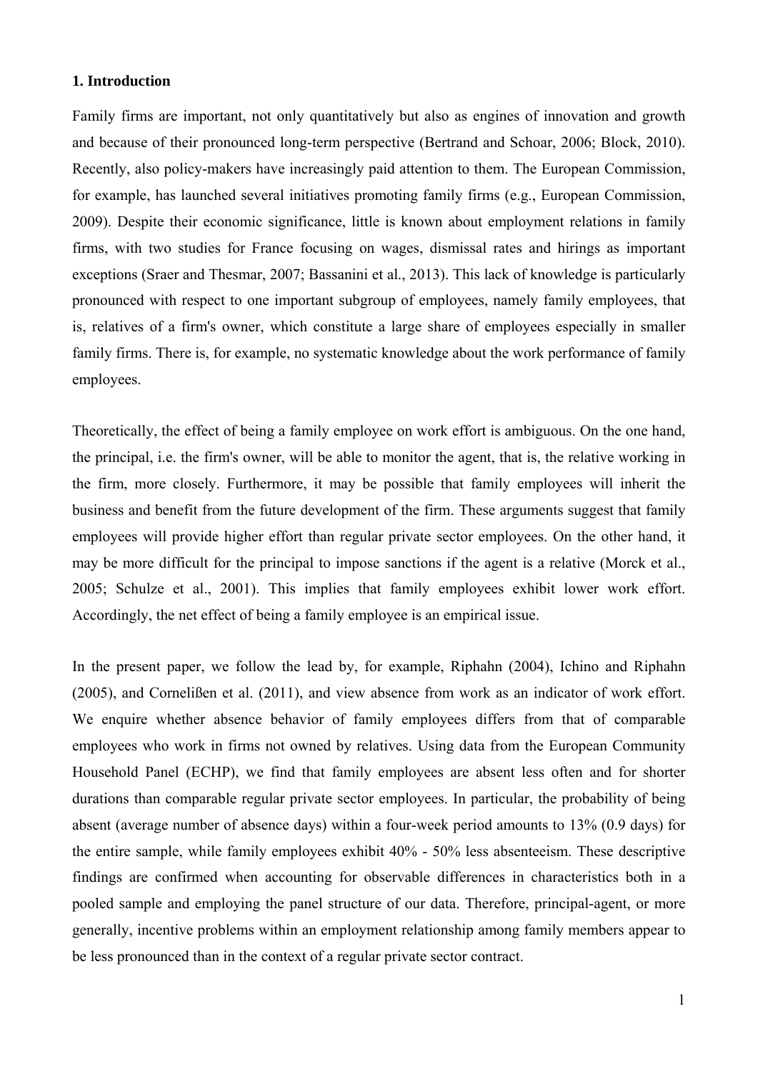## 1. Introduction

Family firms are important, not only quantitatively but also as engines of innovation and growth and because of their pronounced long-term perspective (Bertrand and Schoar, 2006; Block, 2010). Recently, also policy-makers have increasingly paid attention to them. The European Commission, for example, has launched several initiatives promoting family firms (e.g., European Commission, 2009). Despite their economic significance, little is known about employment relations in family firms, with two studies for France focusing on wages, dismissal rates and hirings as important exceptions (Sraer and Thesmar, 2007; Bassanini et al., 2013). This lack of knowledge is particularly pronounced with respect to one important subgroup of employees, namely family employees, that is, relatives of a firm's owner, which constitute a large share of employees especially in smaller family firms. There is, for example, no systematic knowledge about the work performance of family employees.

Theoretically, the effect of being a family employee on work effort is ambiguous. On the one hand, the principal, i.e. the firm's owner, will be able to monitor the agent, that is, the relative working in the firm, more closely. Furthermore, it may be possible that family employees will inherit the business and benefit from the future development of the firm. These arguments suggest that family employees will provide higher effort than regular private sector employees. On the other hand, it may be more difficult for the principal to impose sanctions if the agent is a relative (Morck et al., 2005; Schulze et al., 2001). This implies that family employees exhibit lower work effort. Accordingly, the net effect of being a family employee is an empirical issue.

In the present paper, we follow the lead by, for example, Riphahn (2004), Ichino and Riphahn (2005), and Cornelißen et al. (2011), and view absence from work as an indicator of work effort. We enquire whether absence behavior of family employees differs from that of comparable employees who work in firms not owned by relatives. Using data from the European Community Household Panel (ECHP), we find that family employees are absent less often and for shorter durations than comparable regular private sector employees. In particular, the probability of being absent (average number of absence days) within a four-week period amounts to 13% (0.9 days) for the entire sample, while family employees exhibit 40% - 50% less absenteeism. These descriptive findings are confirmed when accounting for observable differences in characteristics both in a pooled sample and employing the panel structure of our data. Therefore, principal-agent, or more generally, incentive problems within an employment relationship among family members appear to be less pronounced than in the context of a regular private sector contract.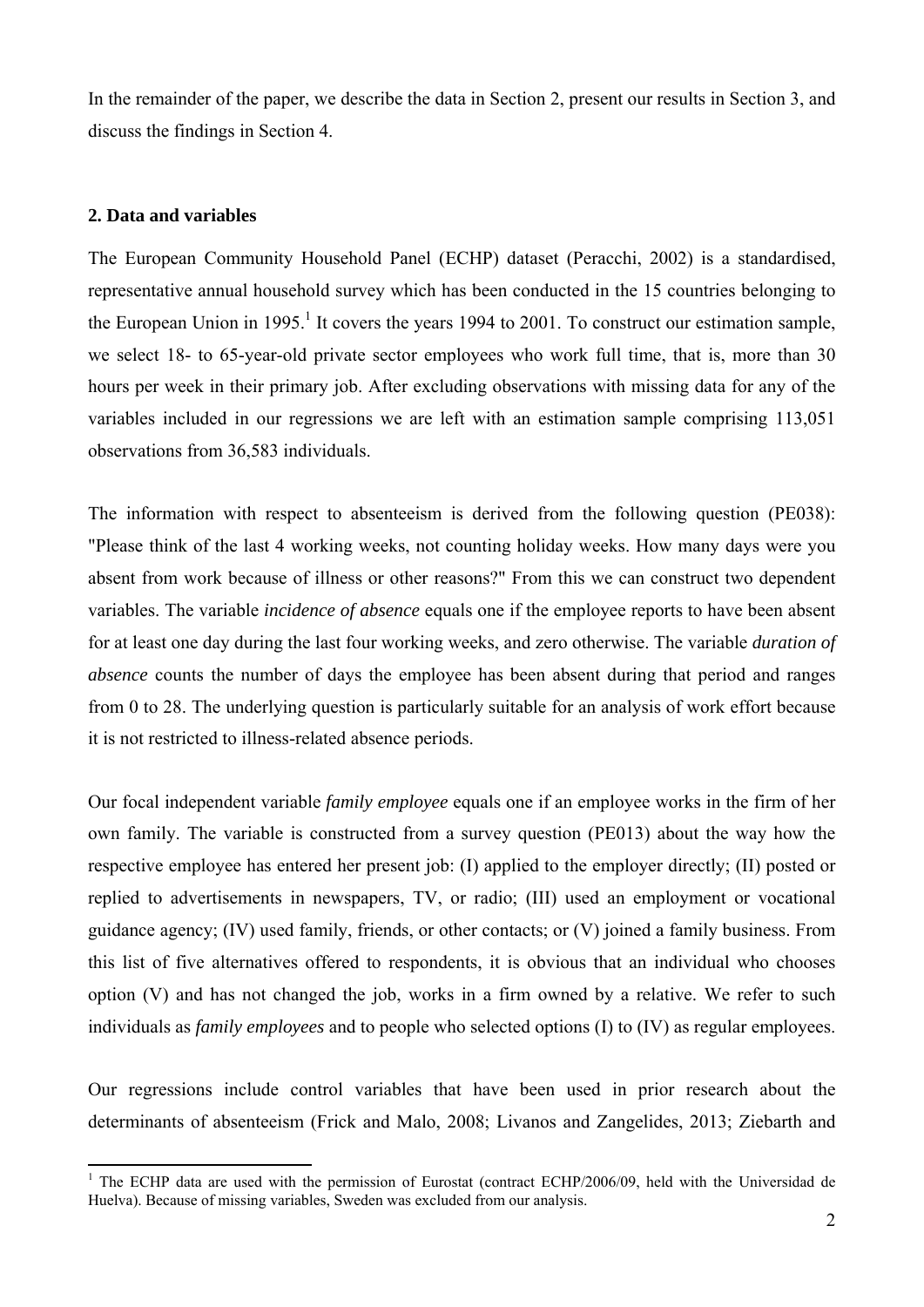In the remainder of the paper, we describe the data in Section 2, present our results in Section 3, and discuss the findings in Section 4.

## 2. Data and variables

The European Community Household Panel (ECHP) dataset (Peracchi, 2002) is a standardised, representative annual household survey which has been conducted in the 15 countries belonging to the European Union in 1995.[1] It covers the years 1994 to 2001. To construct our estimation sample, we select 18- to 65-year-old private sector employees who work full time, that is, more than 30 hours per week in their primary job. After excluding observations with missing data for any of the variables included in our regressions we are left with an estimation sample comprising 113,051 observations from 36,583 individuals.

The information with respect to absenteeism is derived from the following question (PE038): "Please think of the last 4 working weeks, not counting holiday weeks. How many days were you absent from work because of illness or other reasons?" From this we can construct two dependent variables. The variable *incidence of absence* equals one if the employee reports to have been absent for at least one day during the last four working weeks, and zero otherwise. The variable *duration of absence* counts the number of days the employee has been absent during that period and ranges from 0 to 28. The underlying question is particularly suitable for an analysis of work effort because it is not restricted to illness-related absence periods.

Our focal independent variable *family employee* equals one if an employee works in the firm of her own family. The variable is constructed from a survey question (PE013) about the way how the respective employee has entered her present job: (I) applied to the employer directly; (II) posted or replied to advertisements in newspapers, TV, or radio; (III) used an employment or vocational guidance agency; (IV) used family, friends, or other contacts; or (V) joined a family business. From this list of five alternatives offered to respondents, it is obvious that an individual who chooses option (V) and has not changed the job, works in a firm owned by a relative. We refer to such individuals as *family employees* and to people who selected options (I) to (IV) as regular employees.

Our regressions include control variables that have been used in prior research about the determinants of absenteeism (Frick and Malo, 2008; Livanos and Zangelides, 2013; Ziebarth and

[1] The ECHP data are used with the permission of Eurostat (contract ECHP/2006/09, held with the Universidad de Huelva). Because of missing variables, Sweden was excluded from our analysis.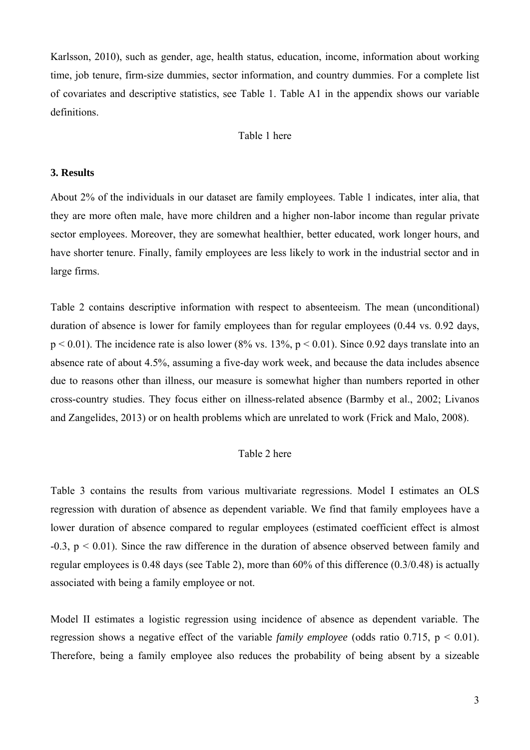Karlsson, 2010), such as gender, age, health status, education, income, information about working time, job tenure, firm-size dummies, sector information, and country dummies. For a complete list of covariates and descriptive statistics, see Table 1. Table A1 in the appendix shows our variable definitions.

Table 1 here

### 3. Results

About 2% of the individuals in our dataset are family employees. Table 1 indicates, inter alia, that they are more often male, have more children and a higher non-labor income than regular private sector employees. Moreover, they are somewhat healthier, better educated, work longer hours, and have shorter tenure. Finally, family employees are less likely to work in the industrial sector and in large firms.

Table 2 contains descriptive information with respect to absenteeism. The mean (unconditional) duration of absence is lower for family employees than for regular employees (0.44 vs. 0.92 days, $p < 0.01$). The incidence rate is also lower (8% vs. 13%, $p < 0.01$). Since 0.92 days translate into an absence rate of about 4.5%, assuming a five-day work week, and because the data includes absence due to reasons other than illness, our measure is somewhat higher than numbers reported in other cross-country studies. They focus either on illness-related absence (Barmby et al., 2002; Livanos and Zangelides, 2013) or on health problems which are unrelated to work (Frick and Malo, 2008).

Table 2 here

Table 3 contains the results from various multivariate regressions. Model I estimates an OLS regression with duration of absence as dependent variable. We find that family employees have a lower duration of absence compared to regular employees (estimated coefficient effect is almost -0.3, $p < 0.01$). Since the raw difference in the duration of absence observed between family and regular employees is 0.48 days (see Table 2), more than 60% of this difference (0.3/0.48) is actually associated with being a family employee or not.

Model II estimates a logistic regression using incidence of absence as dependent variable. The regression shows a negative effect of the variable *family employee* (odds ratio 0.715, $p < 0.01$). Therefore, being a family employee also reduces the probability of being absent by a sizeable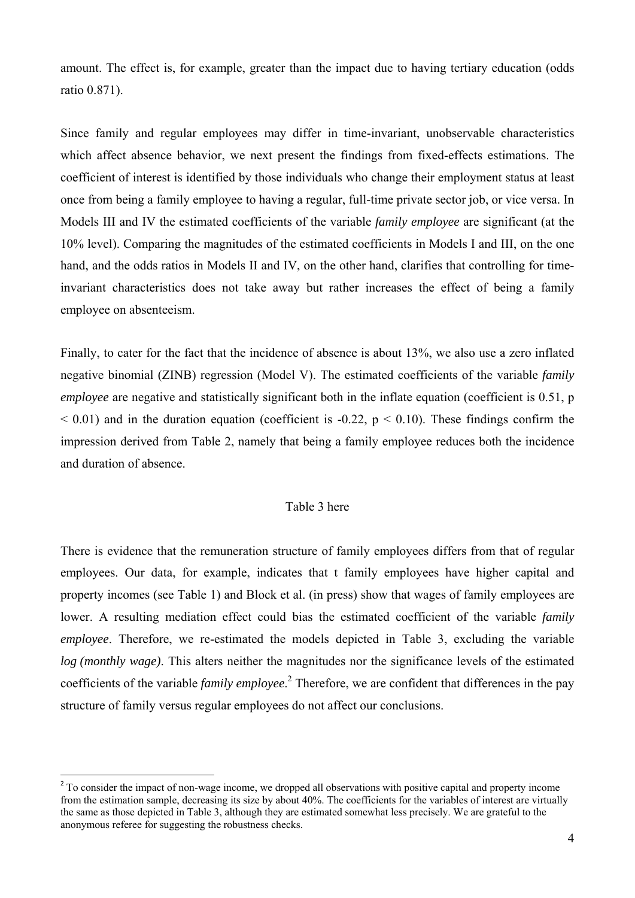amount. The effect is, for example, greater than the impact due to having tertiary education (odds ratio 0.871).

Since family and regular employees may differ in time-invariant, unobservable characteristics which affect absence behavior, we next present the findings from fixed-effects estimations. The coefficient of interest is identified by those individuals who change their employment status at least once from being a family employee to having a regular, full-time private sector job, or vice versa. In Models III and IV the estimated coefficients of the variable *family employee* are significant (at the 10% level). Comparing the magnitudes of the estimated coefficients in Models I and III, on the one hand, and the odds ratios in Models II and IV, on the other hand, clarifies that controlling for time-invariant characteristics does not take away but rather increases the effect of being a family employee on absenteeism.

Finally, to cater for the fact that the incidence of absence is about 13%, we also use a zero inflated negative binomial (ZINB) regression (Model V). The estimated coefficients of the variable *family employee* are negative and statistically significant both in the inflate equation (coefficient is 0.51, $p < 0.01$) and in the duration equation (coefficient is -0.22, $p < 0.10$). These findings confirm the impression derived from Table 2, namely that being a family employee reduces both the incidence and duration of absence.

Table 3 here

There is evidence that the remuneration structure of family employees differs from that of regular employees. Our data, for example, indicates that t family employees have higher capital and property incomes (see Table 1) and Block et al. (in press) show that wages of family employees are lower. A resulting mediation effect could bias the estimated coefficient of the variable *family employee*. Therefore, we re-estimated the models depicted in Table 3, excluding the variable *log (monthly wage)*. This alters neither the magnitudes nor the significance levels of the estimated coefficients of the variable *family employee*.[2] Therefore, we are confident that differences in the pay structure of family versus regular employees do not affect our conclusions.

[2] To consider the impact of non-wage income, we dropped all observations with positive capital and property income from the estimation sample, decreasing its size by about 40%. The coefficients for the variables of interest are virtually the same as those depicted in Table 3, although they are estimated somewhat less precisely. We are grateful to the anonymous referee for suggesting the robustness checks.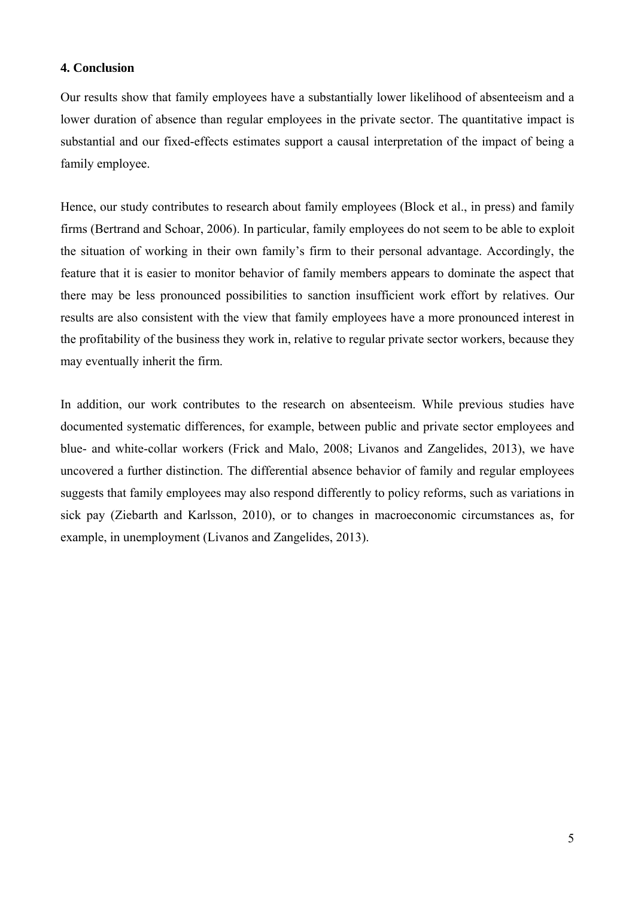## 4. Conclusion

Our results show that family employees have a substantially lower likelihood of absenteeism and a lower duration of absence than regular employees in the private sector. The quantitative impact is substantial and our fixed-effects estimates support a causal interpretation of the impact of being a family employee.

Hence, our study contributes to research about family employees (Block et al., in press) and family firms (Bertrand and Schoar, 2006). In particular, family employees do not seem to be able to exploit the situation of working in their own family's firm to their personal advantage. Accordingly, the feature that it is easier to monitor behavior of family members appears to dominate the aspect that there may be less pronounced possibilities to sanction insufficient work effort by relatives. Our results are also consistent with the view that family employees have a more pronounced interest in the profitability of the business they work in, relative to regular private sector workers, because they may eventually inherit the firm.

In addition, our work contributes to the research on absenteeism. While previous studies have documented systematic differences, for example, between public and private sector employees and blue- and white-collar workers (Frick and Malo, 2008; Livanos and Zangelides, 2013), we have uncovered a further distinction. The differential absence behavior of family and regular employees suggests that family employees may also respond differently to policy reforms, such as variations in sick pay (Ziebarth and Karlsson, 2010), or to changes in macroeconomic circumstances as, for example, in unemployment (Livanos and Zangelides, 2013).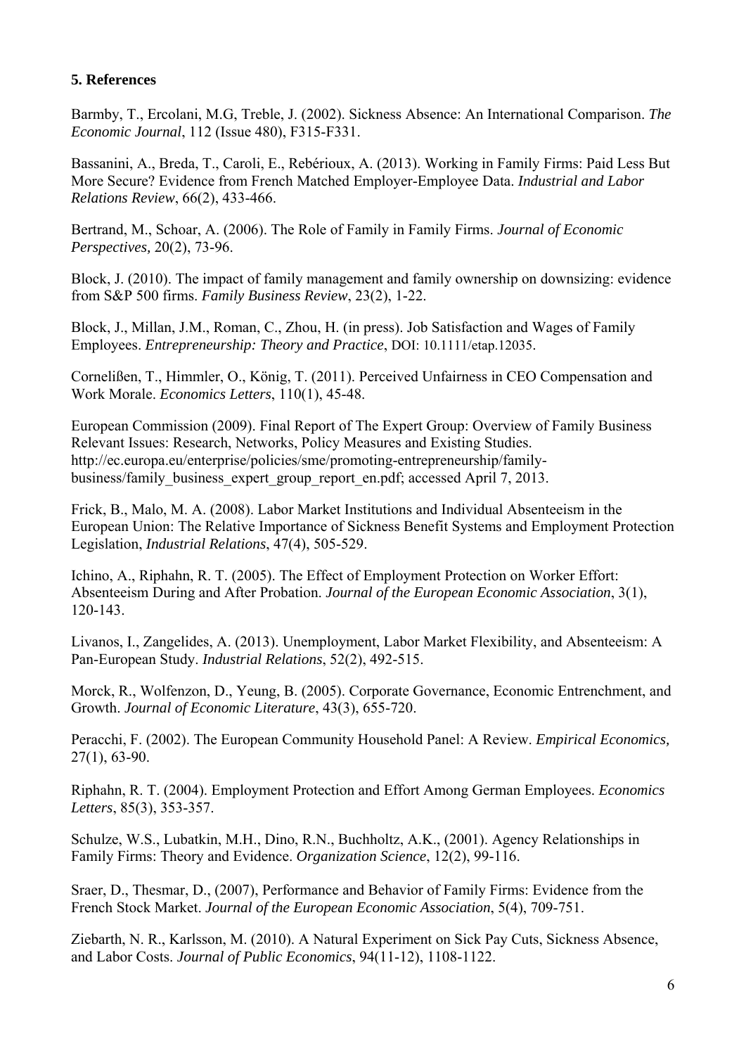## 5. References

Barmby, T., Ercolani, M.G, Treble, J. (2002). Sickness Absence: An International Comparison. *The Economic Journal*, 112 (Issue 480), F315-F331.

Bassanini, A., Breda, T., Caroli, E., Rebérioux, A. (2013). Working in Family Firms: Paid Less But More Secure? Evidence from French Matched Employer-Employee Data. *Industrial and Labor Relations Review*, 66(2), 433-466.

Bertrand, M., Schoar, A. (2006). The Role of Family in Family Firms. *Journal of Economic Perspectives,* 20(2), 73-96.

Block, J. (2010). The impact of family management and family ownership on downsizing: evidence from S&P 500 firms. *Family Business Review*, 23(2), 1-22.

Block, J., Millan, J.M., Roman, C., Zhou, H. (in press). Job Satisfaction and Wages of Family Employees. *Entrepreneurship: Theory and Practice*, DOI: 10.1111/etap.12035.

Cornelißen, T., Himmler, O., König, T. (2011). Perceived Unfairness in CEO Compensation and Work Morale. *Economics Letters*, 110(1), 45-48.

European Commission (2009). Final Report of The Expert Group: Overview of Family Business Relevant Issues: Research, Networks, Policy Measures and Existing Studies. http://ec.europa.eu/enterprise/policies/sme/promoting-entrepreneurship/family-business/family_business_expert_group_report_en.pdf; accessed April 7, 2013.

Frick, B., Malo, M. A. (2008). Labor Market Institutions and Individual Absenteeism in the European Union: The Relative Importance of Sickness Benefit Systems and Employment Protection Legislation, *Industrial Relations*, 47(4), 505-529.

Ichino, A., Riphahn, R. T. (2005). The Effect of Employment Protection on Worker Effort: Absenteeism During and After Probation. *Journal of the European Economic Association*, 3(1), 120-143.

Livanos, I., Zangelides, A. (2013). Unemployment, Labor Market Flexibility, and Absenteeism: A Pan-European Study. *Industrial Relations*, 52(2), 492-515.

Morck, R., Wolfenzon, D., Yeung, B. (2005). Corporate Governance, Economic Entrenchment, and Growth. *Journal of Economic Literature*, 43(3), 655-720.

Peracchi, F. (2002). The European Community Household Panel: A Review. *Empirical Economics,* 27(1), 63-90.

Riphahn, R. T. (2004). Employment Protection and Effort Among German Employees. *Economics Letters*, 85(3), 353-357.

Schulze, W.S., Lubatkin, M.H., Dino, R.N., Buchholtz, A.K., (2001). Agency Relationships in Family Firms: Theory and Evidence. *Organization Science*, 12(2), 99-116.

Sraer, D., Thesmar, D., (2007), Performance and Behavior of Family Firms: Evidence from the French Stock Market. *Journal of the European Economic Association*, 5(4), 709-751.

Ziebarth, N. R., Karlsson, M. (2010). A Natural Experiment on Sick Pay Cuts, Sickness Absence, and Labor Costs. *Journal of Public Economics*, 94(11-12), 1108-1122.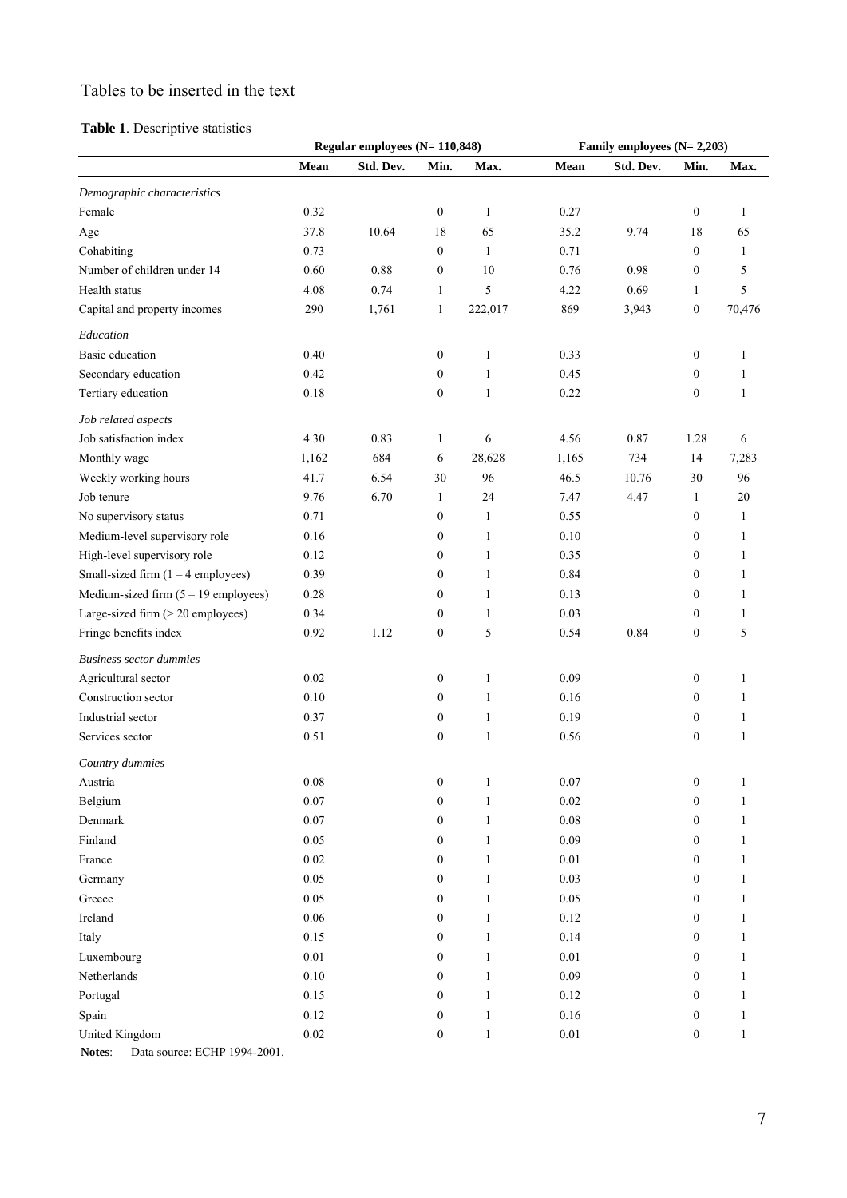Tables to be inserted in the text

**Table 1**. Descriptive statistics

| | Regular employees (N= 110,848) | | | | Family employees (N= 2,203) | | | |
|---|---|---|---|---|---|---|---|---|
| | **Mean** | **Std. Dev.** | **Min.** | **Max.** | **Mean** | **Std. Dev.** | **Min.** | **Max.** |
| *Demographic characteristics* | | | | | | | | |
| Female | 0.32 | | 0 | 1 | 0.27 | | 0 | 1 |
| Age | 37.8 | 10.64 | 18 | 65 | 35.2 | 9.74 | 18 | 65 |
| Cohabiting | 0.73 | | 0 | 1 | 0.71 | | 0 | 1 |
| Number of children under 14 | 0.60 | 0.88 | 0 | 10 | 0.76 | 0.98 | 0 | 5 |
| Health status | 4.08 | 0.74 | 1 | 5 | 4.22 | 0.69 | 1 | 5 |
| Capital and property incomes | 290 | 1,761 | 1 | 222,017 | 869 | 3,943 | 0 | 70,476 |
| *Education* | | | | | | | | |
| Basic education | 0.40 | | 0 | 1 | 0.33 | | 0 | 1 |
| Secondary education | 0.42 | | 0 | 1 | 0.45 | | 0 | 1 |
| Tertiary education | 0.18 | | 0 | 1 | 0.22 | | 0 | 1 |
| *Job related aspects* | | | | | | | | |
| Job satisfaction index | 4.30 | 0.83 | 1 | 6 | 4.56 | 0.87 | 1.28 | 6 |
| Monthly wage | 1,162 | 684 | 6 | 28,628 | 1,165 | 734 | 14 | 7,283 |
| Weekly working hours | 41.7 | 6.54 | 30 | 96 | 46.5 | 10.76 | 30 | 96 |
| Job tenure | 9.76 | 6.70 | 1 | 24 | 7.47 | 4.47 | 1 | 20 |
| No supervisory status | 0.71 | | 0 | 1 | 0.55 | | 0 | 1 |
| Medium-level supervisory role | 0.16 | | 0 | 1 | 0.10 | | 0 | 1 |
| High-level supervisory role | 0.12 | | 0 | 1 | 0.35 | | 0 | 1 |
| Small-sized firm (1 – 4 employees) | 0.39 | | 0 | 1 | 0.84 | | 0 | 1 |
| Medium-sized firm (5 – 19 employees) | 0.28 | | 0 | 1 | 0.13 | | 0 | 1 |
| Large-sized firm (> 20 employees) | 0.34 | | 0 | 1 | 0.03 | | 0 | 1 |
| Fringe benefits index | 0.92 | 1.12 | 0 | 5 | 0.54 | 0.84 | 0 | 5 |
| *Business sector dummies* | | | | | | | | |
| Agricultural sector | 0.02 | | 0 | 1 | 0.09 | | 0 | 1 |
| Construction sector | 0.10 | | 0 | 1 | 0.16 | | 0 | 1 |
| Industrial sector | 0.37 | | 0 | 1 | 0.19 | | 0 | 1 |
| Services sector | 0.51 | | 0 | 1 | 0.56 | | 0 | 1 |
| *Country dummies* | | | | | | | | |
| Austria | 0.08 | | 0 | 1 | 0.07 | | 0 | 1 |
| Belgium | 0.07 | | 0 | 1 | 0.02 | | 0 | 1 |
| Denmark | 0.07 | | 0 | 1 | 0.08 | | 0 | 1 |
| Finland | 0.05 | | 0 | 1 | 0.09 | | 0 | 1 |
| France | 0.02 | | 0 | 1 | 0.01 | | 0 | 1 |
| Germany | 0.05 | | 0 | 1 | 0.03 | | 0 | 1 |
| Greece | 0.05 | | 0 | 1 | 0.05 | | 0 | 1 |
| Ireland | 0.06 | | 0 | 1 | 0.12 | | 0 | 1 |
| Italy | 0.15 | | 0 | 1 | 0.14 | | 0 | 1 |
| Luxembourg | 0.01 | | 0 | 1 | 0.01 | | 0 | 1 |
| Netherlands | 0.10 | | 0 | 1 | 0.09 | | 0 | 1 |
| Portugal | 0.15 | | 0 | 1 | 0.12 | | 0 | 1 |
| Spain | 0.12 | | 0 | 1 | 0.16 | | 0 | 1 |
| United Kingdom | 0.02 | | 0 | 1 | 0.01 | | 0 | 1 |

**Notes**: Data source: ECHP 1994-2001.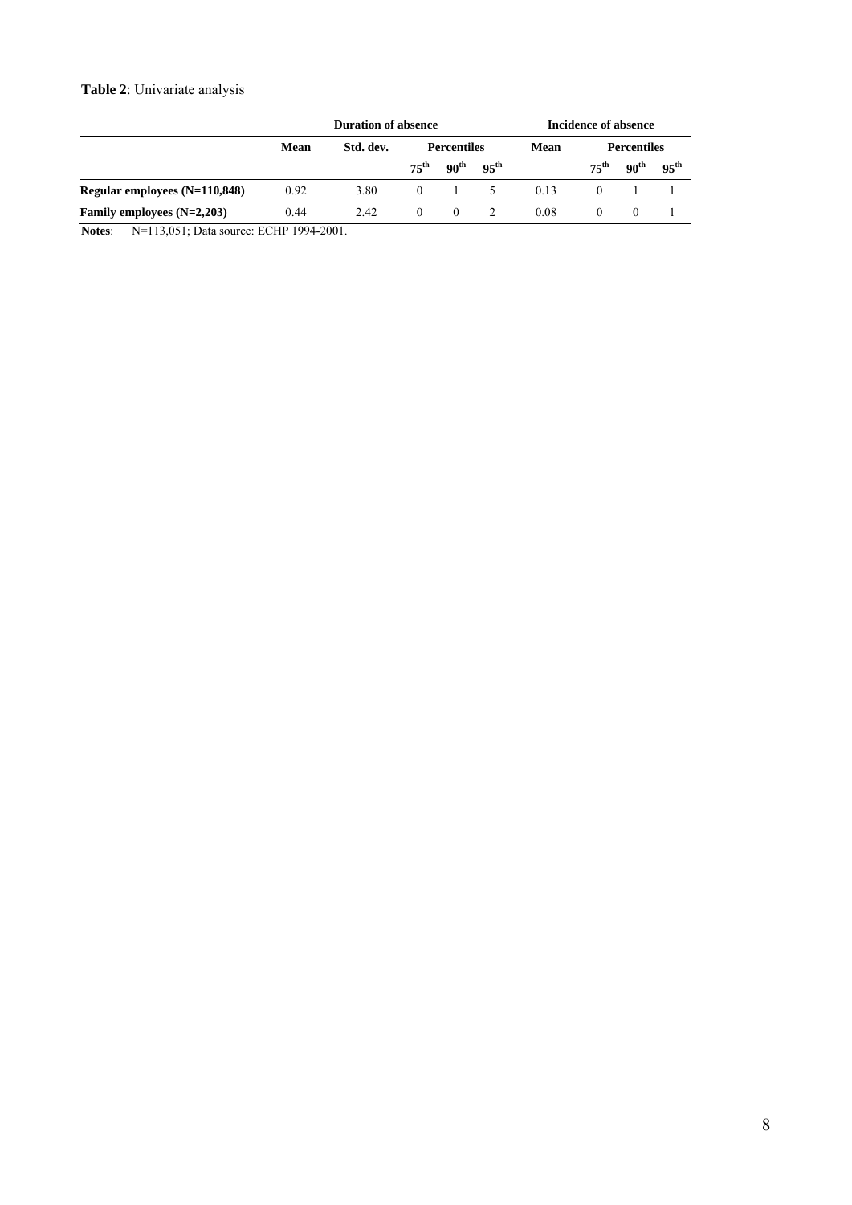**Table 2**: Univariate analysis

| | Duration of absence | | | | | Incidence of absence | | | |
|---|---|---|---|---|---|---|---|---|---|
| | Mean | Std. dev. | Percentiles | | | Mean | Percentiles | | |
| | | | 75th | 90th | 95th | | 75th | 90th | 95th |
| **Regular employees (N=110,848)** | 0.92 | 3.80 | 0 | 1 | 5 | 0.13 | 0 | 1 | 1 |
| **Family employees (N=2,203)** | 0.44 | 2.42 | 0 | 0 | 2 | 0.08 | 0 | 0 | 1 |

**Notes**: N=113,051; Data source: ECHP 1994-2001.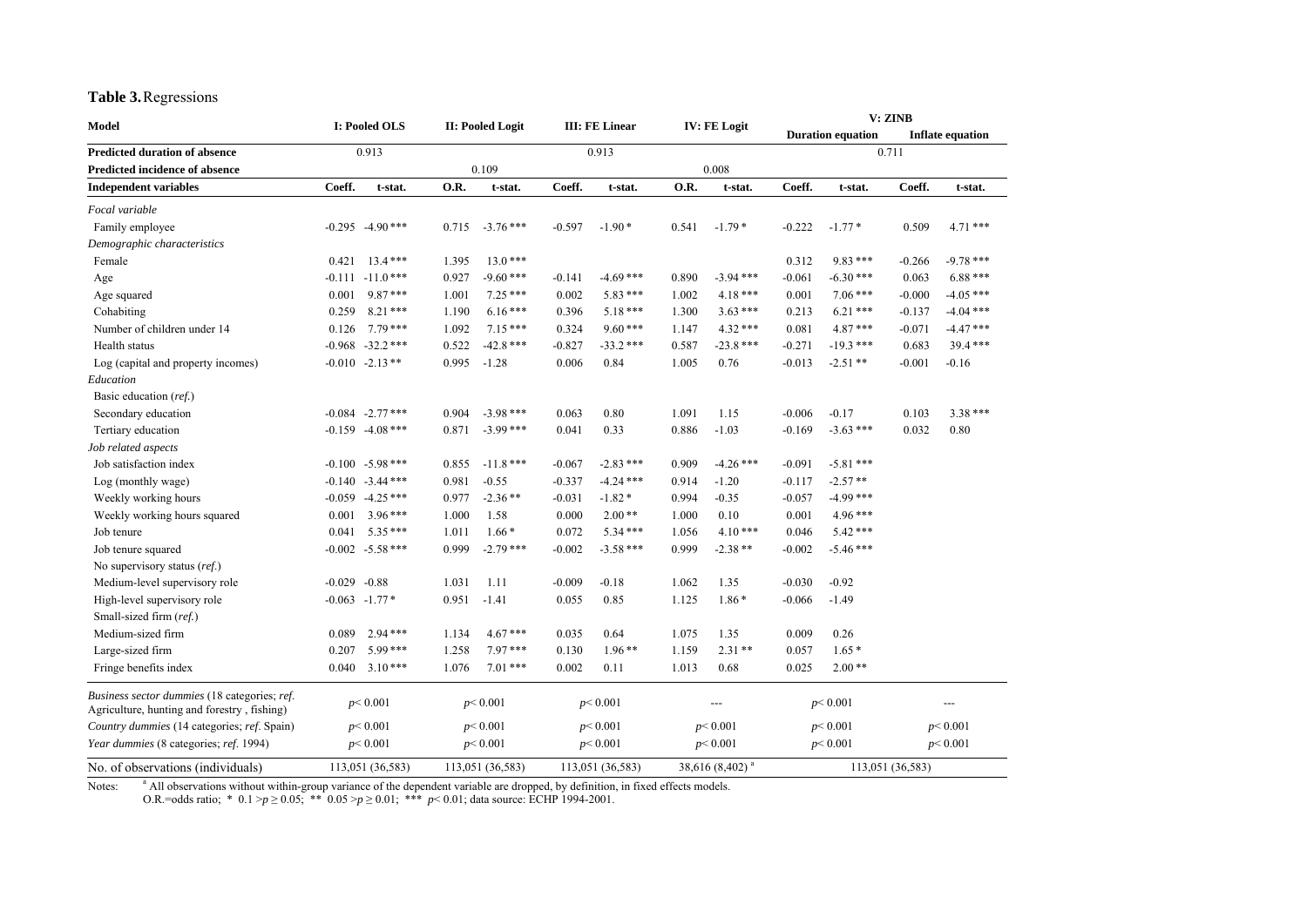**Table 3.** Regressions

| Model | I: Pooled OLS | | II: Pooled Logit | | III: FE Linear | | IV: FE Logit | | V: ZINB Duration equation | | V: ZINB Inflate equation | |
|---|---|---|---|---|---|---|---|---|---|---|---|---|
| Predicted duration of absence | 0.913 | | | | 0.913 | | | | 0.711 | | | |
| Predicted incidence of absence | | | 0.109 | | | | 0.008 | | | | | |
| **Independent variables** | **Coeff.** | **t-stat.** | **O.R.** | **t-stat.** | **Coeff.** | **t-stat.** | **O.R.** | **t-stat.** | **Coeff.** | **t-stat.** | **Coeff.** | **t-stat.** |
| *Focal variable* | | | | | | | | | | | | |
| Family employee | -0.295 | -4.90 *** | 0.715 | -3.76 *** | -0.597 | -1.90 * | 0.541 | -1.79 * | -0.222 | -1.77 * | 0.509 | 4.71 *** |
| *Demographic characteristics* | | | | | | | | | | | | |
| Female | 0.421 | 13.4 *** | 1.395 | 13.0 *** | | | | | 0.312 | 9.83 *** | -0.266 | -9.78 *** |
| Age | -0.111 | -11.0 *** | 0.927 | -9.60 *** | -0.141 | -4.69 *** | 0.890 | -3.94 *** | -0.061 | -6.30 *** | 0.063 | 6.88 *** |
| Age squared | 0.001 | 9.87 *** | 1.001 | 7.25 *** | 0.002 | 5.83 *** | 1.002 | 4.18 *** | 0.001 | 7.06 *** | -0.000 | -4.05 *** |
| Cohabiting | 0.259 | 8.21 *** | 1.190 | 6.16 *** | 0.396 | 5.18 *** | 1.300 | 3.63 *** | 0.213 | 6.21 *** | -0.137 | -4.04 *** |
| Number of children under 14 | 0.126 | 7.79 *** | 1.092 | 7.15 *** | 0.324 | 9.60 *** | 1.147 | 4.32 *** | 0.081 | 4.87 *** | -0.071 | -4.47 *** |
| Health status | -0.968 | -32.2 *** | 0.522 | -42.8 *** | -0.827 | -33.2 *** | 0.587 | -23.8 *** | -0.271 | -19.3 *** | 0.683 | 39.4 *** |
| Log (capital and property incomes) | -0.010 | -2.13 ** | 0.995 | -1.28 | 0.006 | 0.84 | 1.005 | 0.76 | -0.013 | -2.51 ** | -0.001 | -0.16 |
| *Education* | | | | | | | | | | | | |
| Basic education (*ref.*) | | | | | | | | | | | | |
| Secondary education | -0.084 | -2.77 *** | 0.904 | -3.98 *** | 0.063 | 0.80 | 1.091 | 1.15 | -0.006 | -0.17 | 0.103 | 3.38 *** |
| Tertiary education | -0.159 | -4.08 *** | 0.871 | -3.99 *** | 0.041 | 0.33 | 0.886 | -1.03 | -0.169 | -3.63 *** | 0.032 | 0.80 |
| *Job related aspects* | | | | | | | | | | | | |
| Job satisfaction index | -0.100 | -5.98 *** | 0.855 | -11.8 *** | -0.067 | -2.83 *** | 0.909 | -4.26 *** | -0.091 | -5.81 *** | | |
| Log (monthly wage) | -0.140 | -3.44 *** | 0.981 | -0.55 | -0.337 | -4.24 *** | 0.914 | -1.20 | -0.117 | -2.57 ** | | |
| Weekly working hours | -0.059 | -4.25 *** | 0.977 | -2.36 ** | -0.031 | -1.82 * | 0.994 | -0.35 | -0.057 | -4.99 *** | | |
| Weekly working hours squared | 0.001 | 3.96 *** | 1.000 | 1.58 | 0.000 | 2.00 ** | 1.000 | 0.10 | 0.001 | 4.96 *** | | |
| Job tenure | 0.041 | 5.35 *** | 1.011 | 1.66 * | 0.072 | 5.34 *** | 1.056 | 4.10 *** | 0.046 | 5.42 *** | | |
| Job tenure squared | -0.002 | -5.58 *** | 0.999 | -2.79 *** | -0.002 | -3.58 *** | 0.999 | -2.38 ** | -0.002 | -5.46 *** | | |
| No supervisory status (*ref.*) | | | | | | | | | | | | |
| Medium-level supervisory role | -0.029 | -0.88 | 1.031 | 1.11 | -0.009 | -0.18 | 1.062 | 1.35 | -0.030 | -0.92 | | |
| High-level supervisory role | -0.063 | -1.77 * | 0.951 | -1.41 | 0.055 | 0.85 | 1.125 | 1.86 * | -0.066 | -1.49 | | |
| Small-sized firm (*ref.*) | | | | | | | | | | | | |
| Medium-sized firm | 0.089 | 2.94 *** | 1.134 | 4.67 *** | 0.035 | 0.64 | 1.075 | 1.35 | 0.009 | 0.26 | | |
| Large-sized firm | 0.207 | 5.99 *** | 1.258 | 7.97 *** | 0.130 | 1.96 ** | 1.159 | 2.31 ** | 0.057 | 1.65 * | | |
| Fringe benefits index | 0.040 | 3.10 *** | 1.076 | 7.01 *** | 0.002 | 0.11 | 1.013 | 0.68 | 0.025 | 2.00 ** | | |
| *Business sector dummies (18 categories; ref. Agriculture, hunting and forestry , fishing)* | $p < 0.001$ | | $p < 0.001$ | | $p < 0.001$ | | --- | | $p < 0.001$ | | --- | |
| *Country dummies (14 categories; ref. Spain)* | $p < 0.001$ | | $p < 0.001$ | | $p < 0.001$ | | $p < 0.001$ | | $p < 0.001$ | | $p < 0.001$ | |
| *Year dummies (8 categories; ref. 1994)* | $p < 0.001$ | | $p < 0.001$ | | $p < 0.001$ | | $p < 0.001$ | | $p < 0.001$ | | $p < 0.001$ | |
| No. of observations (individuals) | 113,051 (36,583) | | 113,051 (36,583) | | 113,051 (36,583) | | 38,616 (8,402) [a] | | 113,051 (36,583) | | | |

Notes: [a] All observations without within-group variance of the dependent variable are dropped, by definition, in fixed effects models.
O.R.=odds ratio; * $0.1 > p \geq 0.05$; ** $0.05 > p \geq 0.01$; *** $p < 0.01$; data source: ECHP 1994-2001.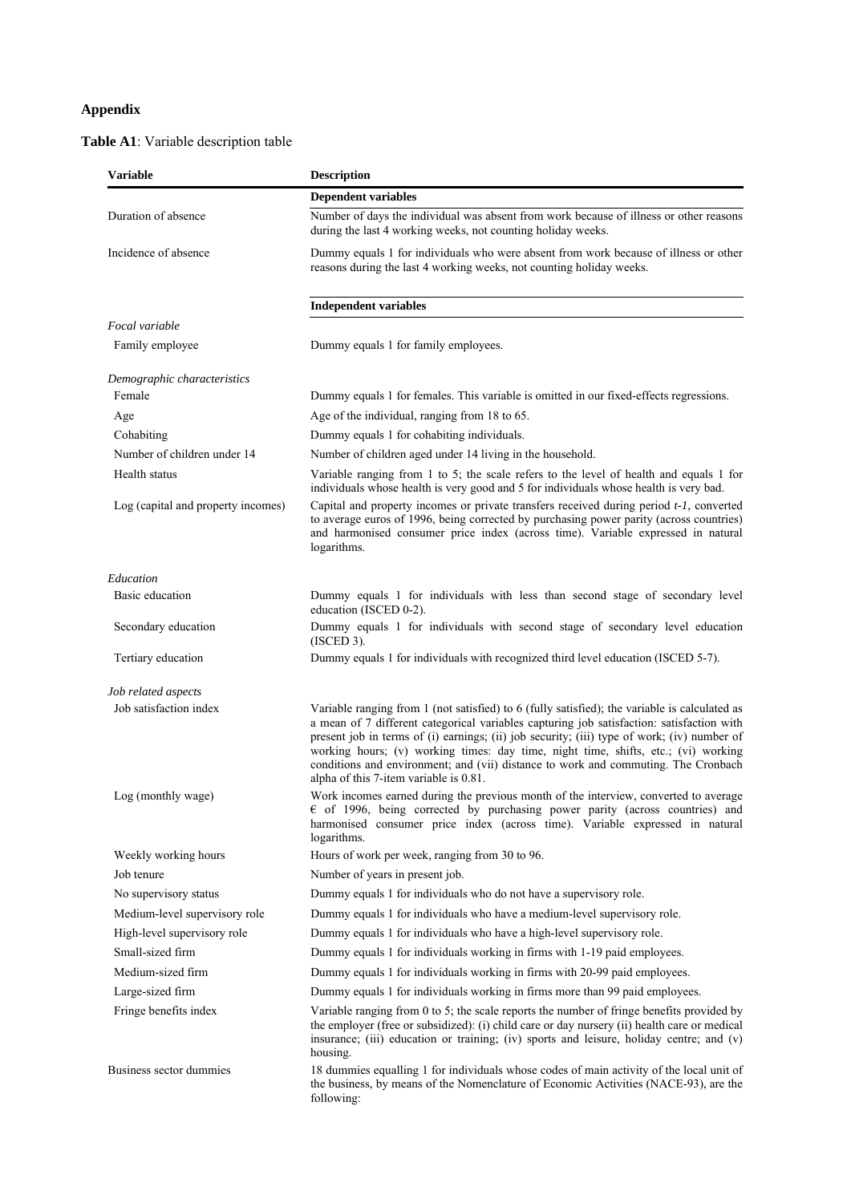## Appendix

**Table A1**: Variable description table

| Variable | Description |
|---|---|
| | **Dependent variables** |
| Duration of absence | Number of days the individual was absent from work because of illness or other reasons during the last 4 working weeks, not counting holiday weeks. |
| Incidence of absence | Dummy equals 1 for individuals who were absent from work because of illness or other reasons during the last 4 working weeks, not counting holiday weeks. |
| | **Independent variables** |
| *Focal variable* | |
| Family employee | Dummy equals 1 for family employees. |
| *Demographic characteristics* | |
| Female | Dummy equals 1 for females. This variable is omitted in our fixed-effects regressions. |
| Age | Age of the individual, ranging from 18 to 65. |
| Cohabiting | Dummy equals 1 for cohabiting individuals. |
| Number of children under 14 | Number of children aged under 14 living in the household. |
| Health status | Variable ranging from 1 to 5; the scale refers to the level of health and equals 1 for individuals whose health is very good and 5 for individuals whose health is very bad. |
| Log (capital and property incomes) | Capital and property incomes or private transfers received during period *t-1*, converted to average euros of 1996, being corrected by purchasing power parity (across countries) and harmonised consumer price index (across time). Variable expressed in natural logarithms. |
| *Education* | |
| Basic education | Dummy equals 1 for individuals with less than second stage of secondary level education (ISCED 0-2). |
| Secondary education | Dummy equals 1 for individuals with second stage of secondary level education (ISCED 3). |
| Tertiary education | Dummy equals 1 for individuals with recognized third level education (ISCED 5-7). |
| *Job related aspects* | |
| Job satisfaction index | Variable ranging from 1 (not satisfied) to 6 (fully satisfied); the variable is calculated as a mean of 7 different categorical variables capturing job satisfaction: satisfaction with present job in terms of (i) earnings; (ii) job security; (iii) type of work; (iv) number of working hours; (v) working times: day time, night time, shifts, etc.; (vi) working conditions and environment; and (vii) distance to work and commuting. The Cronbach alpha of this 7-item variable is 0.81. |
| Log (monthly wage) | Work incomes earned during the previous month of the interview, converted to average € of 1996, being corrected by purchasing power parity (across countries) and harmonised consumer price index (across time). Variable expressed in natural logarithms. |
| Weekly working hours | Hours of work per week, ranging from 30 to 96. |
| Job tenure | Number of years in present job. |
| No supervisory status | Dummy equals 1 for individuals who do not have a supervisory role. |
| Medium-level supervisory role | Dummy equals 1 for individuals who have a medium-level supervisory role. |
| High-level supervisory role | Dummy equals 1 for individuals who have a high-level supervisory role. |
| Small-sized firm | Dummy equals 1 for individuals working in firms with 1-19 paid employees. |
| Medium-sized firm | Dummy equals 1 for individuals working in firms with 20-99 paid employees. |
| Large-sized firm | Dummy equals 1 for individuals working in firms more than 99 paid employees. |
| Fringe benefits index | Variable ranging from 0 to 5; the scale reports the number of fringe benefits provided by the employer (free or subsidized): (i) child care or day nursery (ii) health care or medical insurance; (iii) education or training; (iv) sports and leisure, holiday centre; and (v) housing. |
| Business sector dummies | 18 dummies equalling 1 for individuals whose codes of main activity of the local unit of the business, by means of the Nomenclature of Economic Activities (NACE-93), are the following: |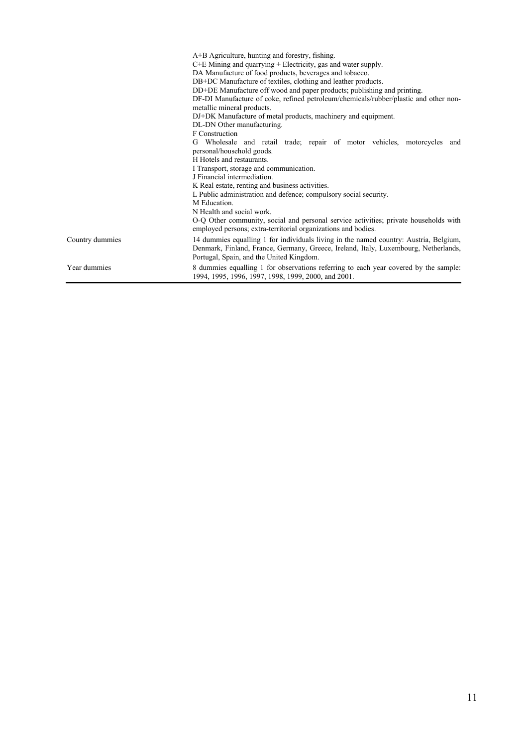| | |
|---|---|
| | A+B Agriculture, hunting and forestry, fishing.<br>C+E Mining and quarrying + Electricity, gas and water supply.<br>DA Manufacture of food products, beverages and tobacco.<br>DB+DC Manufacture of textiles, clothing and leather products.<br>DD+DE Manufacture off wood and paper products; publishing and printing.<br>DF-DI Manufacture of coke, refined petroleum/chemicals/rubber/plastic and other non-metallic mineral products.<br>DJ+DK Manufacture of metal products, machinery and equipment.<br>DL-DN Other manufacturing.<br>F Construction<br>G Wholesale and retail trade; repair of motor vehicles, motorcycles and personal/household goods.<br>H Hotels and restaurants.<br>I Transport, storage and communication.<br>J Financial intermediation.<br>K Real estate, renting and business activities.<br>L Public administration and defence; compulsory social security.<br>M Education.<br>N Health and social work.<br>O-Q Other community, social and personal service activities; private households with employed persons; extra-territorial organizations and bodies. |
| Country dummies | 14 dummies equalling 1 for individuals living in the named country: Austria, Belgium, Denmark, Finland, France, Germany, Greece, Ireland, Italy, Luxembourg, Netherlands, Portugal, Spain, and the United Kingdom. |
| Year dummies | 8 dummies equalling 1 for observations referring to each year covered by the sample: 1994, 1995, 1996, 1997, 1998, 1999, 2000, and 2001. |